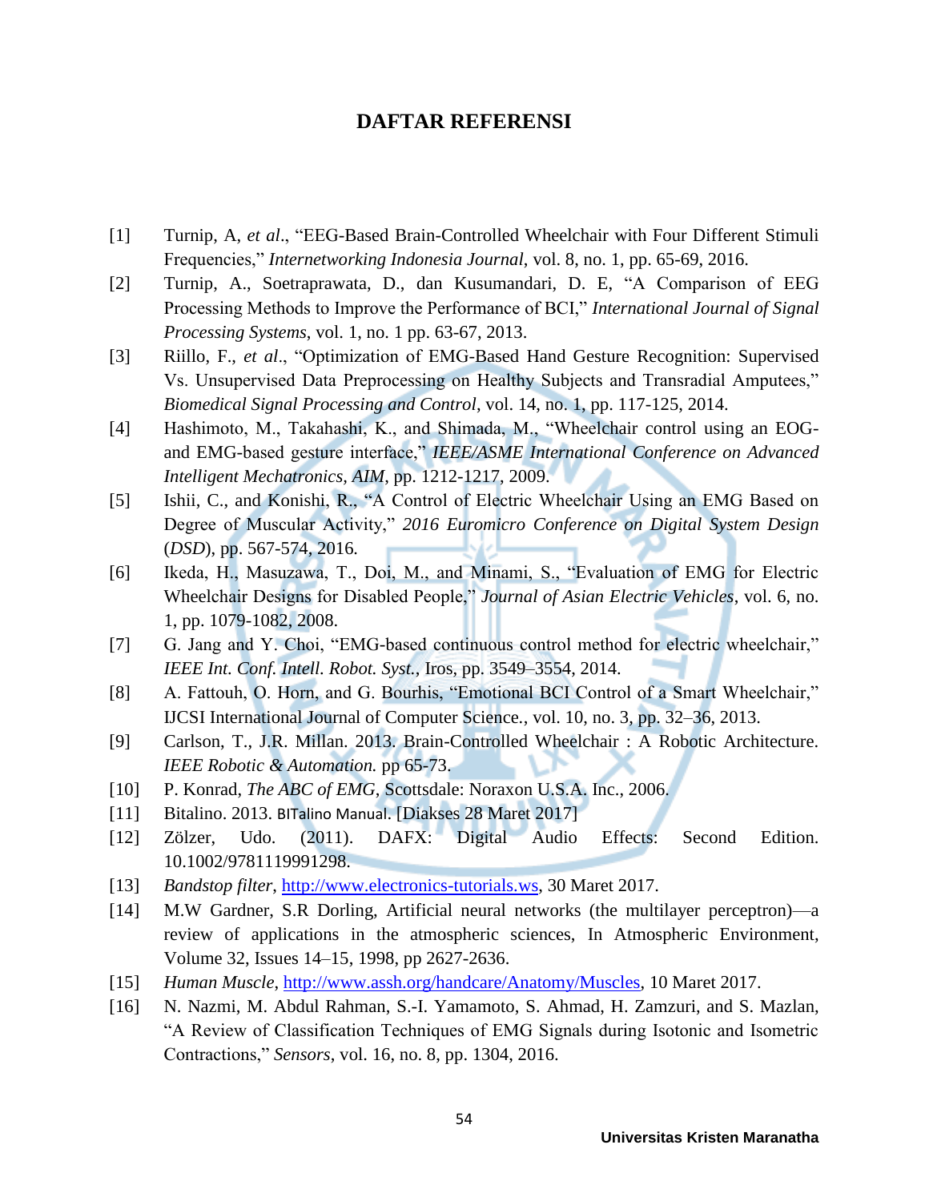# DAFTAR REFERENSI

[1] Turnip, A, *et al*., "EEG-Based Brain-Controlled Wheelchair with Four Different Stimuli Frequencies," *Internetworking Indonesia Journal*, vol. 8, no. 1, pp. 65-69, 2016.

[2] Turnip, A., Soetraprawata, D., dan Kusumandari, D. E, "A Comparison of EEG Processing Methods to Improve the Performance of BCI," *International Journal of Signal Processing Systems*, vol. 1, no. 1 pp. 63-67, 2013.

[3] Riillo, F., *et al*., "Optimization of EMG-Based Hand Gesture Recognition: Supervised Vs. Unsupervised Data Preprocessing on Healthy Subjects and Transradial Amputees," *Biomedical Signal Processing and Control*, vol. 14, no. 1, pp. 117-125, 2014.

[4] Hashimoto, M., Takahashi, K., and Shimada, M., "Wheelchair control using an EOG- and EMG-based gesture interface," *IEEE/ASME International Conference on Advanced Intelligent Mechatronics, AIM*, pp. 1212-1217, 2009.

[5] Ishii, C., and Konishi, R., "A Control of Electric Wheelchair Using an EMG Based on Degree of Muscular Activity," *2016 Euromicro Conference on Digital System Design* (*DSD*), pp. 567-574, 2016.

[6] Ikeda, H., Masuzawa, T., Doi, M., and Minami, S., "Evaluation of EMG for Electric Wheelchair Designs for Disabled People," *Journal of Asian Electric Vehicles*, vol. 6, no. 1, pp. 1079-1082, 2008.

[7] G. Jang and Y. Choi, "EMG-based continuous control method for electric wheelchair," *IEEE Int. Conf. Intell. Robot. Syst.*, Iros, pp. 3549–3554, 2014.

[8] A. Fattouh, O. Horn, and G. Bourhis, "Emotional BCI Control of a Smart Wheelchair," IJCSI International Journal of Computer Science., vol. 10, no. 3, pp. 32–36, 2013.

[9] Carlson, T., J.R. Millan. 2013. Brain-Controlled Wheelchair : A Robotic Architecture. *IEEE Robotic & Automation.* pp 65-73.

[10] P. Konrad, *The ABC of EMG*, Scottsdale: Noraxon U.S.A. Inc., 2006.

[11] Bitalino. 2013. BITalino Manual. [Diakses 28 Maret 2017]

[12] Zölzer, Udo. (2011). DAFX: Digital Audio Effects: Second Edition. 10.1002/9781119991298.

[13] *Bandstop filter*, http://www.electronics-tutorials.ws, 30 Maret 2017.

[14] M.W Gardner, S.R Dorling, Artificial neural networks (the multilayer perceptron)—a review of applications in the atmospheric sciences, In Atmospheric Environment, Volume 32, Issues 14–15, 1998, pp 2627-2636.

[15] *Human Muscle*, http://www.assh.org/handcare/Anatomy/Muscles, 10 Maret 2017.

[16] N. Nazmi, M. Abdul Rahman, S.-I. Yamamoto, S. Ahmad, H. Zamzuri, and S. Mazlan, "A Review of Classification Techniques of EMG Signals during Isotonic and Isometric Contractions," *Sensors*, vol. 16, no. 8, pp. 1304, 2016.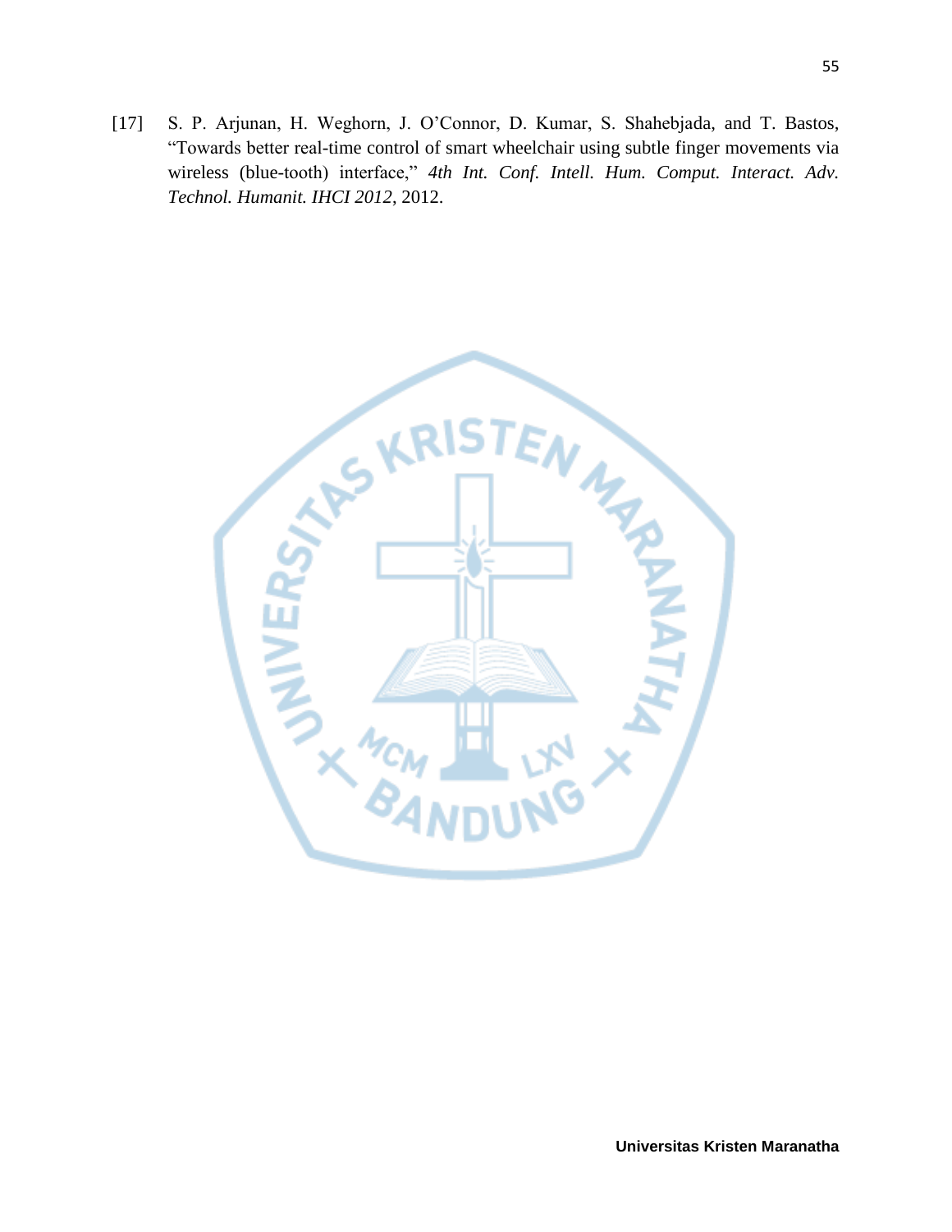[17] S. P. Arjunan, H. Weghorn, J. O'Connor, D. Kumar, S. Shahebjada, and T. Bastos, "Towards better real-time control of smart wheelchair using subtle finger movements via wireless (blue-tooth) interface," *4th Int. Conf. Intell. Hum. Comput. Interact. Adv. Technol. Humanit. IHCI 2012*, 2012.